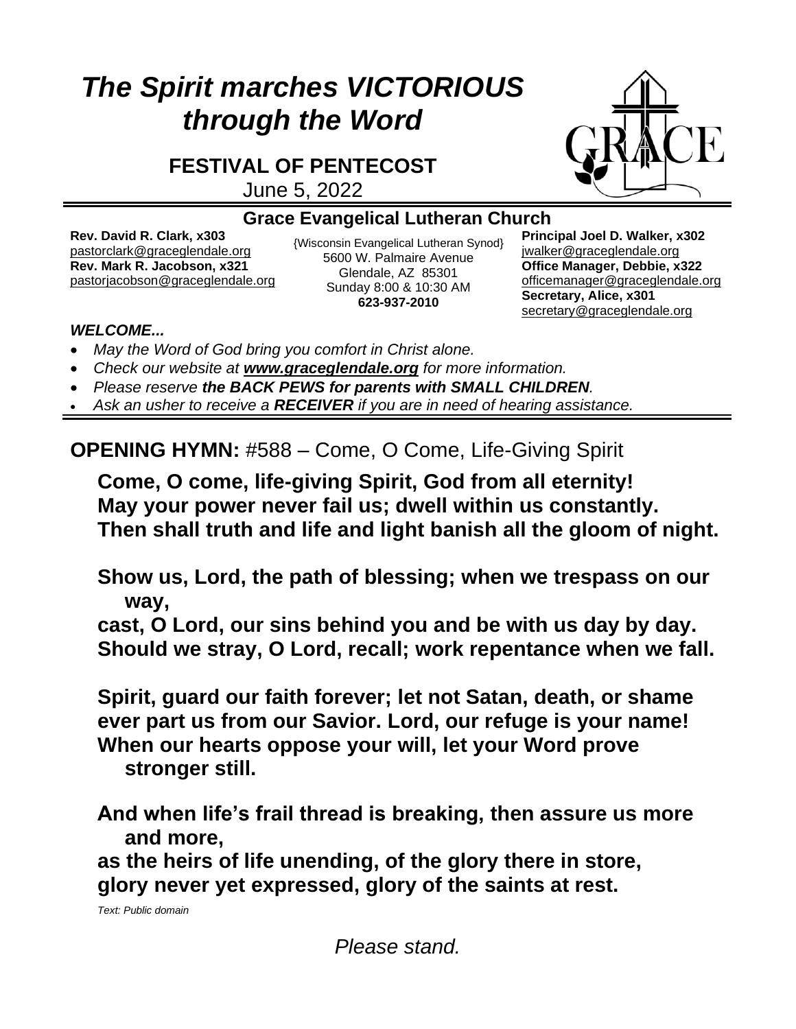# *The Spirit marches VICTORIOUS through the Word*

## FESTIVAL OF PENTECOST

June 5, 2022

### Grace Evangelical Lutheran Church

**Rev. David R. Clark, x303**
pastorclark@graceglendale.org
**Rev. Mark R. Jacobson, x321**
pastorjacobson@graceglendale.org

{Wisconsin Evangelical Lutheran Synod}
5600 W. Palmaire Avenue
Glendale, AZ 85301
Sunday 8:00 & 10:30 AM
**623-937-2010**

**Principal Joel D. Walker, x302**
jwalker@graceglendale.org
**Office Manager, Debbie, x322**
officemanager@graceglendale.org
**Secretary, Alice, x301**
secretary@graceglendale.org

***WELCOME...***

- *May the Word of God bring you comfort in Christ alone.*
- *Check our website at **www.graceglendale.org** for more information.*
- *Please reserve **the BACK PEWS for parents with SMALL CHILDREN**.*
- *Ask an usher to receive a **RECEIVER** if you are in need of hearing assistance.*

**OPENING HYMN:** #588 – Come, O Come, Life-Giving Spirit

**Come, O come, life-giving Spirit, God from all eternity!
May your power never fail us; dwell within us constantly.
Then shall truth and life and light banish all the gloom of night.**

**Show us, Lord, the path of blessing; when we trespass on our way,
cast, O Lord, our sins behind you and be with us day by day.
Should we stray, O Lord, recall; work repentance when we fall.**

**Spirit, guard our faith forever; let not Satan, death, or shame
ever part us from our Savior. Lord, our refuge is your name!
When our hearts oppose your will, let your Word prove stronger still.**

**And when life's frail thread is breaking, then assure us more and more,
as the heirs of life unending, of the glory there in store,
glory never yet expressed, glory of the saints at rest.**

*Text: Public domain*

*Please stand.*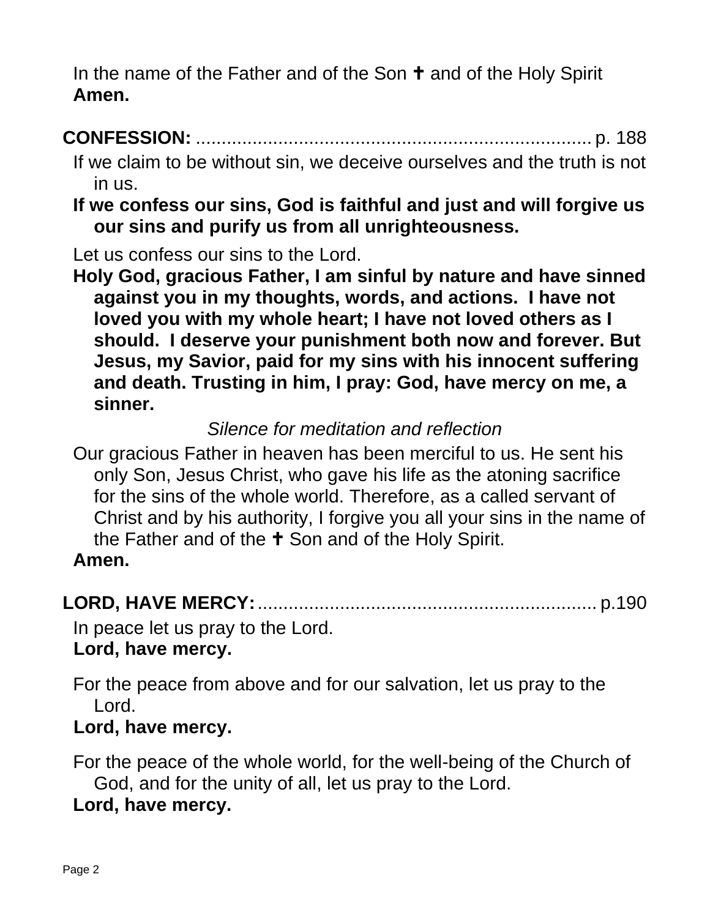In the name of the Father and of the Son ✝ and of the Holy Spirit
**Amen.**

**CONFESSION:** ............................................................................. p. 188

If we claim to be without sin, we deceive ourselves and the truth is not in us.

**If we confess our sins, God is faithful and just and will forgive us our sins and purify us from all unrighteousness.**

Let us confess our sins to the Lord.

**Holy God, gracious Father, I am sinful by nature and have sinned against you in my thoughts, words, and actions. I have not loved you with my whole heart; I have not loved others as I should. I deserve your punishment both now and forever. But Jesus, my Savior, paid for my sins with his innocent suffering and death. Trusting in him, I pray: God, have mercy on me, a sinner.**

*Silence for meditation and reflection*

Our gracious Father in heaven has been merciful to us. He sent his only Son, Jesus Christ, who gave his life as the atoning sacrifice for the sins of the whole world. Therefore, as a called servant of Christ and by his authority, I forgive you all your sins in the name of the Father and of the ✝ Son and of the Holy Spirit.

**Amen.**

**LORD, HAVE MERCY:** ................................................................... p.190

In peace let us pray to the Lord.

**Lord, have mercy.**

For the peace from above and for our salvation, let us pray to the Lord.

**Lord, have mercy.**

For the peace of the whole world, for the well-being of the Church of God, and for the unity of all, let us pray to the Lord.

**Lord, have mercy.**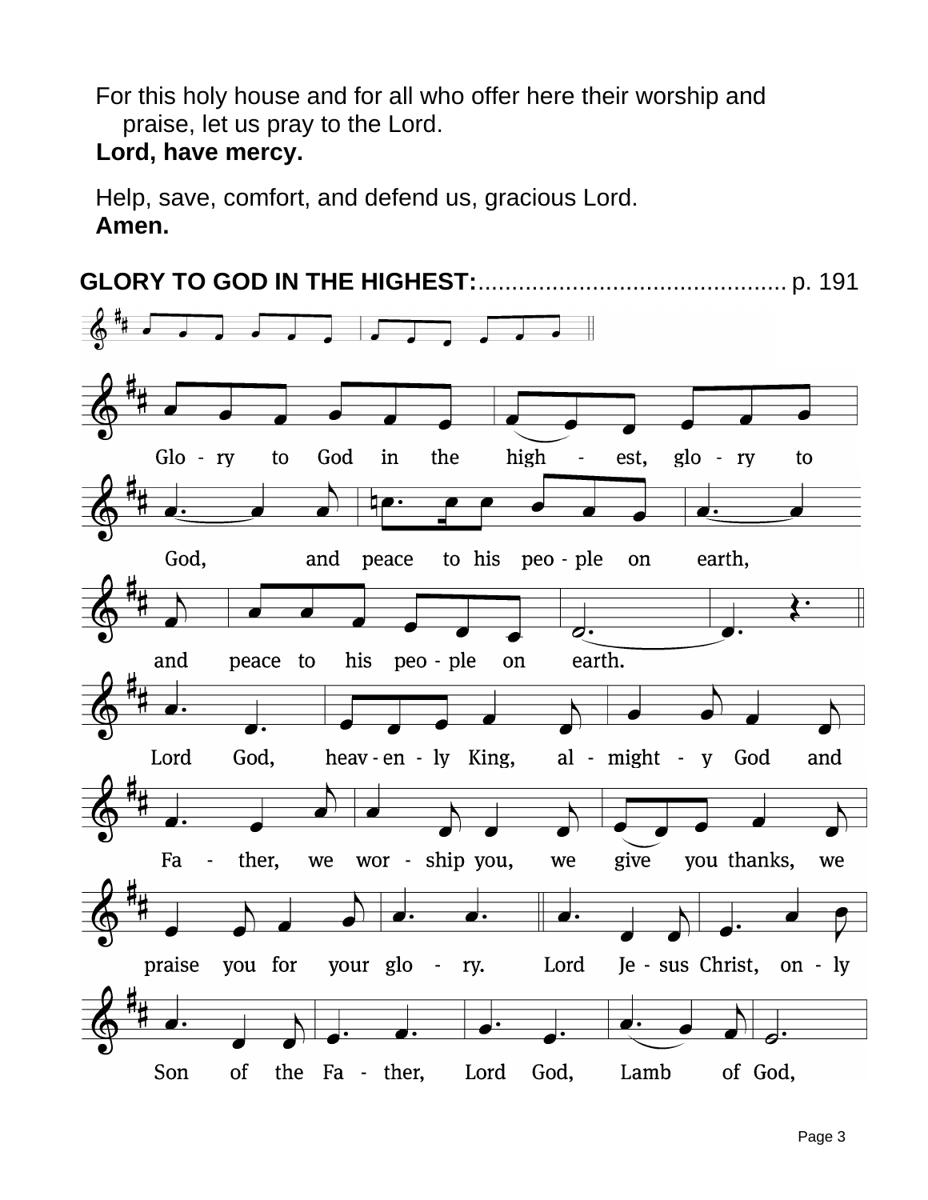For this holy house and for all who offer here their worship and praise, let us pray to the Lord.
**Lord, have mercy.**

Help, save, comfort, and defend us, gracious Lord.
**Amen.**

**GLORY TO GOD IN THE HIGHEST:**.............................................. p. 191

Glo - ry to God in the high - est, glo - ry to God, and peace to his peo - ple on earth, and peace to his peo - ple on earth.

Lord God, heav - en - ly King, al - might - y God and Fa - ther, we wor - ship you, we give you thanks, we praise you for your glo - ry. Lord Je - sus Christ, on - ly Son of the Fa - ther, Lord God, Lamb of God,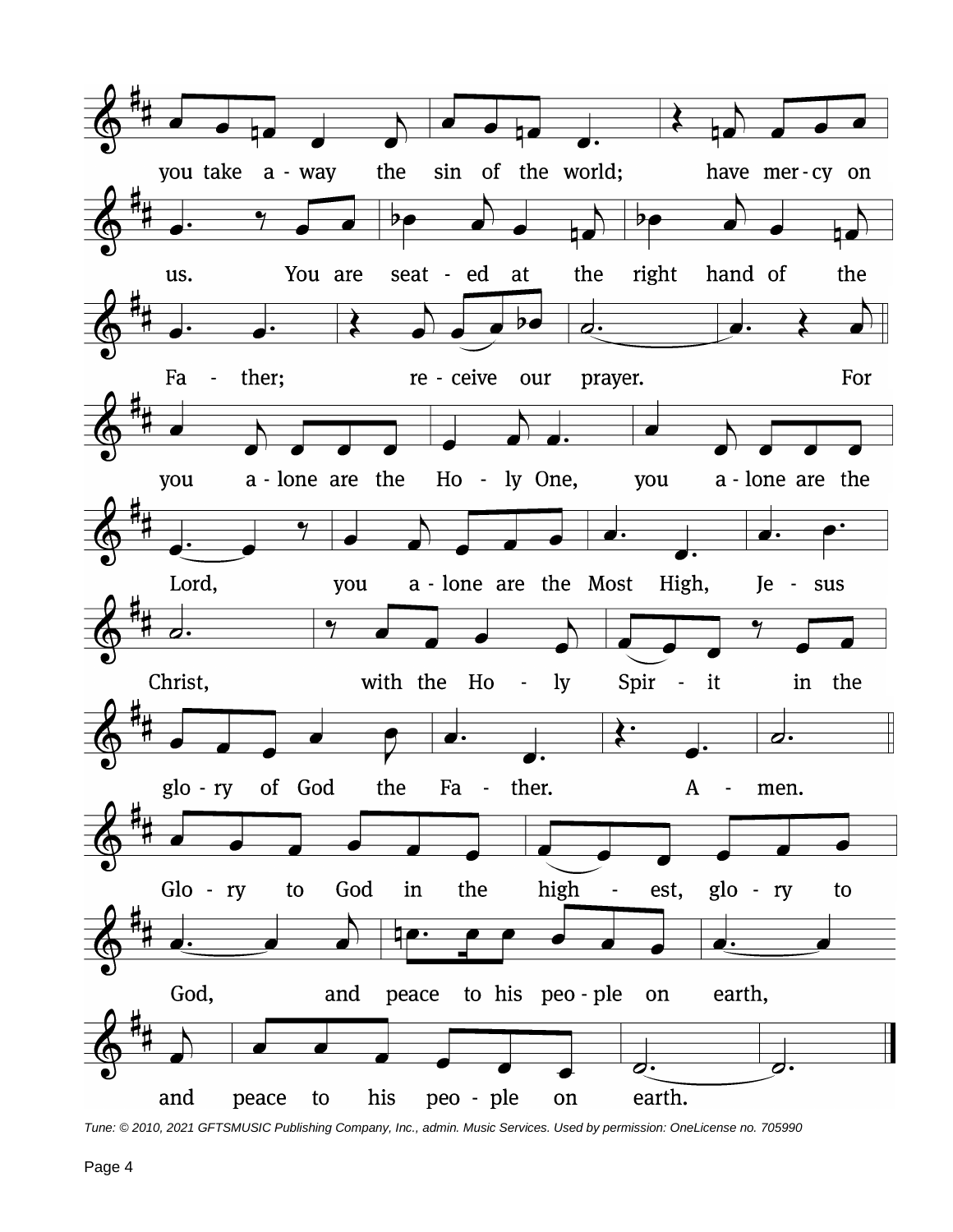you take a - way the sin of the world; have mer - cy on

us. You are seat - ed at the right hand of the

Fa - ther; re - ceive our prayer. For

you a - lone are the Ho - ly One, you a - lone are the

Lord, you a - lone are the Most High, Je - sus

Christ, with the Ho - ly Spir - it in the

glo - ry of God the Fa - ther. A - men.

Glo - ry to God in the high - est, glo - ry to

God, and peace to his peo - ple on earth,

and peace to his peo - ple on earth.

*Tune: © 2010, 2021 GFTSMUSIC Publishing Company, Inc., admin. Music Services. Used by permission: OneLicense no. 705990*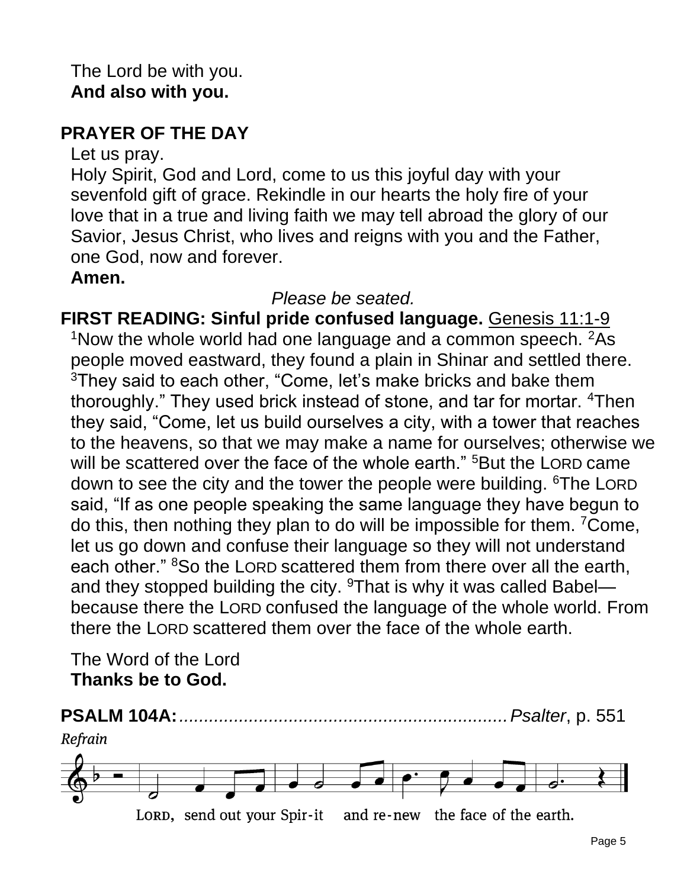The Lord be with you.
**And also with you.**

**PRAYER OF THE DAY**

Let us pray.
Holy Spirit, God and Lord, come to us this joyful day with your sevenfold gift of grace. Rekindle in our hearts the holy fire of your love that in a true and living faith we may tell abroad the glory of our Savior, Jesus Christ, who lives and reigns with you and the Father, one God, now and forever.
**Amen.**

*Please be seated.*

**FIRST READING: Sinful pride confused language.** Genesis 11:1-9

[1]Now the whole world had one language and a common speech. [2]As people moved eastward, they found a plain in Shinar and settled there. [3]They said to each other, "Come, let's make bricks and bake them thoroughly." They used brick instead of stone, and tar for mortar. [4]Then they said, "Come, let us build ourselves a city, with a tower that reaches to the heavens, so that we may make a name for ourselves; otherwise we will be scattered over the face of the whole earth." [5]But the LORD came down to see the city and the tower the people were building. [6]The LORD said, "If as one people speaking the same language they have begun to do this, then nothing they plan to do will be impossible for them. [7]Come, let us go down and confuse their language so they will not understand each other." [8]So the LORD scattered them from there over all the earth, and they stopped building the city. [9]That is why it was called Babel—because there the LORD confused the language of the whole world. From there the LORD scattered them over the face of the whole earth.

The Word of the Lord
**Thanks be to God.**

**PSALM 104A:**.................................................................*Psalter*, p. 551

*Refrain*

LORD, send out your Spir-it and re-new the face of the earth.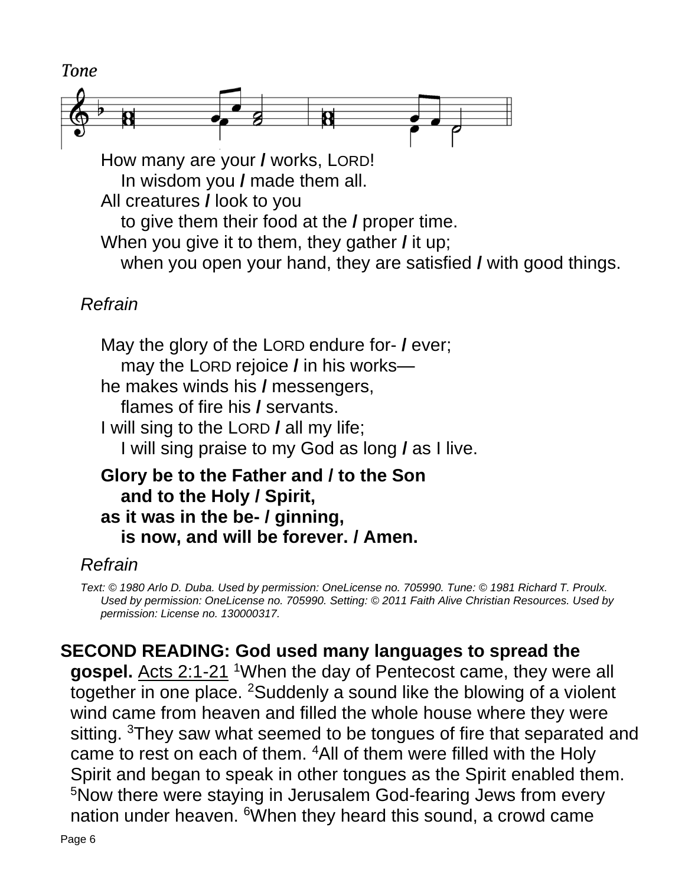*Tone*

How many are your **/** works, LORD!
  In wisdom you **/** made them all.
All creatures **/** look to you
  to give them their food at the **/** proper time.
When you give it to them, they gather **/** it up;
  when you open your hand, they are satisfied **/** with good things.

*Refrain*

May the glory of the LORD endure for- **/** ever;
  may the LORD rejoice **/** in his works—
he makes winds his **/** messengers,
  flames of fire his **/** servants.
I will sing to the LORD **/** all my life;
  I will sing praise to my God as long **/** as I live.

**Glory be to the Father and / to the Son**
  **and to the Holy / Spirit,**
**as it was in the be- / ginning,**
  **is now, and will be forever. / Amen.**

*Refrain*

*Text: © 1980 Arlo D. Duba. Used by permission: OneLicense no. 705990. Tune: © 1981 Richard T. Proulx. Used by permission: OneLicense no. 705990. Setting: © 2011 Faith Alive Christian Resources. Used by permission: License no. 130000317.*

**SECOND READING: God used many languages to spread the gospel.** Acts 2:1-21 [1]When the day of Pentecost came, they were all together in one place. [2]Suddenly a sound like the blowing of a violent wind came from heaven and filled the whole house where they were sitting. [3]They saw what seemed to be tongues of fire that separated and came to rest on each of them. [4]All of them were filled with the Holy Spirit and began to speak in other tongues as the Spirit enabled them. [5]Now there were staying in Jerusalem God-fearing Jews from every nation under heaven. [6]When they heard this sound, a crowd came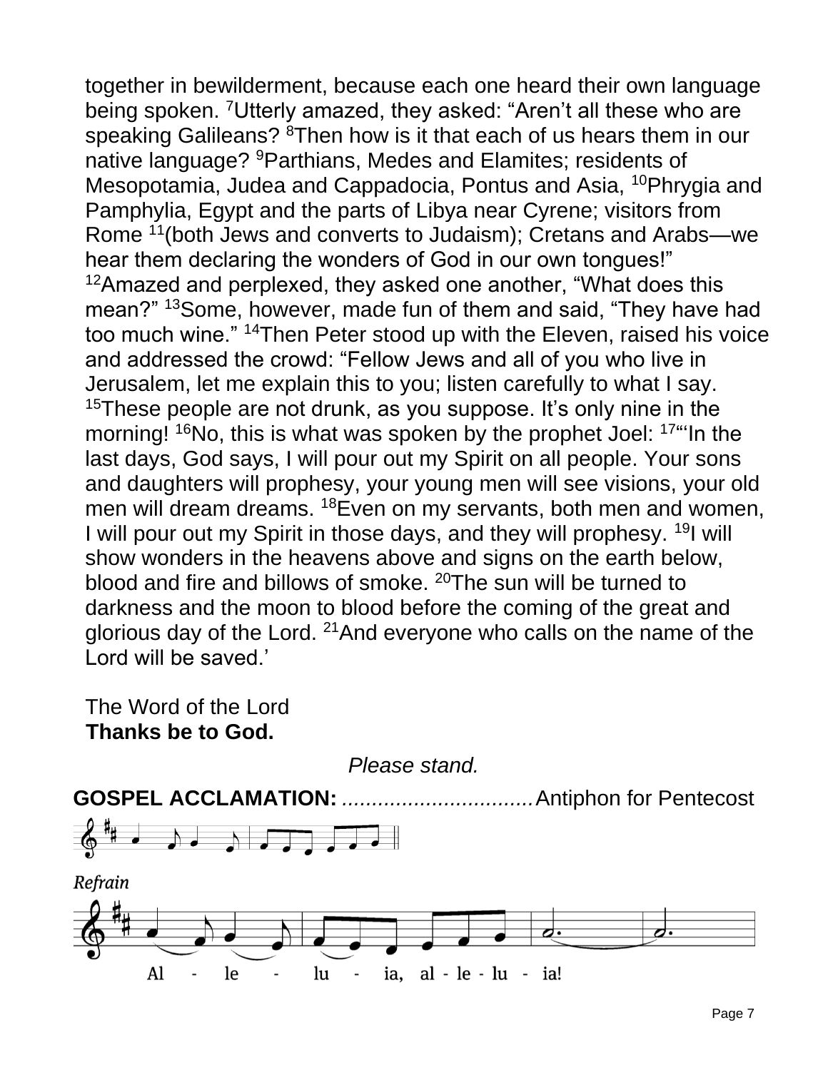together in bewilderment, because each one heard their own language being spoken. [7]Utterly amazed, they asked: "Aren't all these who are speaking Galileans? [8]Then how is it that each of us hears them in our native language? [9]Parthians, Medes and Elamites; residents of Mesopotamia, Judea and Cappadocia, Pontus and Asia, [10]Phrygia and Pamphylia, Egypt and the parts of Libya near Cyrene; visitors from Rome [11](both Jews and converts to Judaism); Cretans and Arabs—we hear them declaring the wonders of God in our own tongues!" [12]Amazed and perplexed, they asked one another, "What does this mean?" [13]Some, however, made fun of them and said, "They have had too much wine." [14]Then Peter stood up with the Eleven, raised his voice and addressed the crowd: "Fellow Jews and all of you who live in Jerusalem, let me explain this to you; listen carefully to what I say. [15]These people are not drunk, as you suppose. It's only nine in the morning! [16]No, this is what was spoken by the prophet Joel: [17]"'In the last days, God says, I will pour out my Spirit on all people. Your sons and daughters will prophesy, your young men will see visions, your old men will dream dreams. [18]Even on my servants, both men and women, I will pour out my Spirit in those days, and they will prophesy. [19]I will show wonders in the heavens above and signs on the earth below, blood and fire and billows of smoke. [20]The sun will be turned to darkness and the moon to blood before the coming of the great and glorious day of the Lord. [21]And everyone who calls on the name of the Lord will be saved.'

The Word of the Lord
**Thanks be to God.**

*Please stand.*

**GOSPEL ACCLAMATION:** ................................Antiphon for Pentecost

*Refrain*

Al - le - lu - ia, al - le - lu - ia!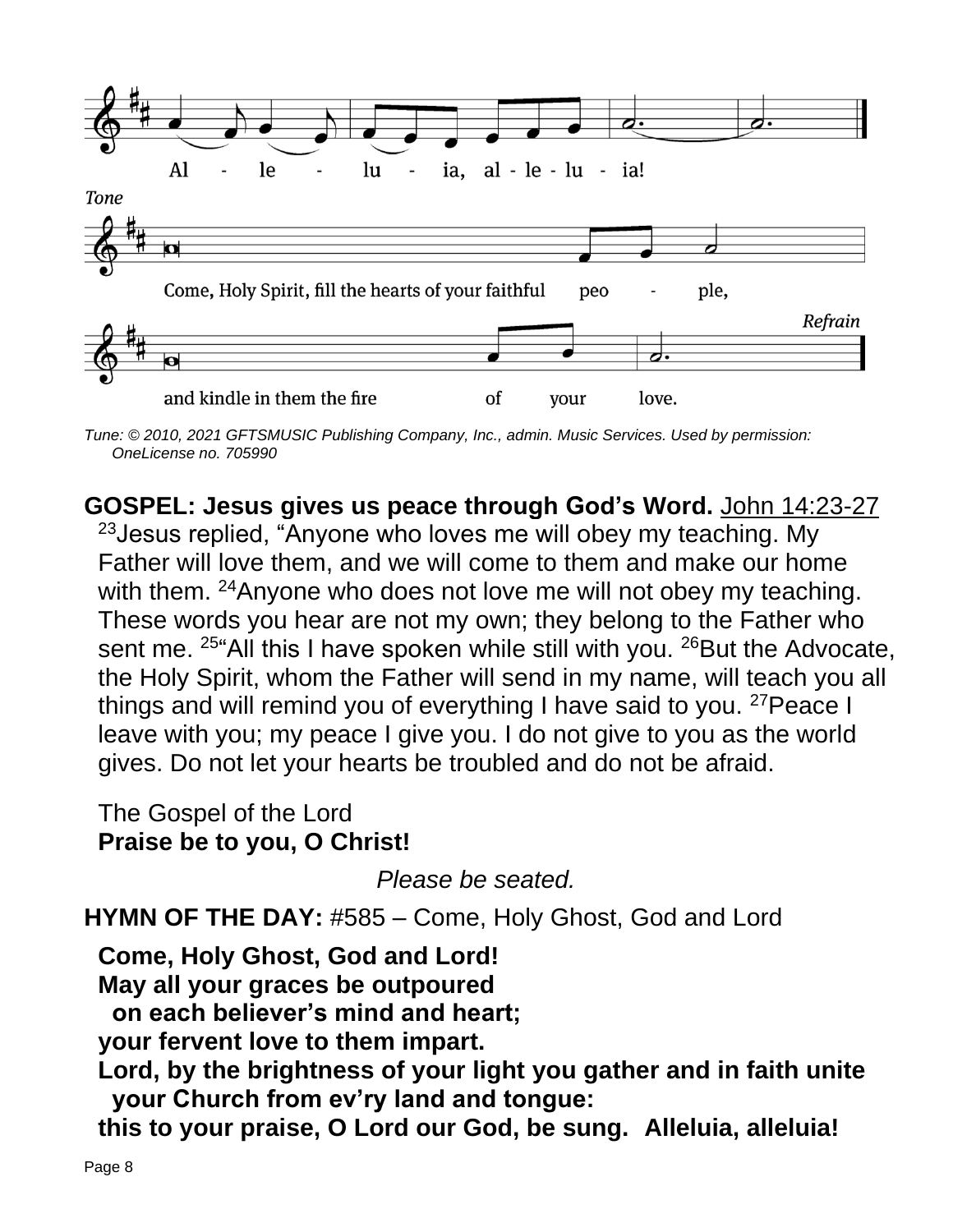Al - le - lu - ia, al - le - lu - ia!

*Tone*

Come, Holy Spirit, fill the hearts of your faithful peo - ple,

*Refrain*

and kindle in them the fire of your love.

*Tune: © 2010, 2021 GFTSMUSIC Publishing Company, Inc., admin. Music Services. Used by permission: OneLicense no. 705990*

**GOSPEL: Jesus gives us peace through God's Word.** John 14:23-27

[23]Jesus replied, "Anyone who loves me will obey my teaching. My Father will love them, and we will come to them and make our home with them. [24]Anyone who does not love me will not obey my teaching. These words you hear are not my own; they belong to the Father who sent me. [25]"All this I have spoken while still with you. [26]But the Advocate, the Holy Spirit, whom the Father will send in my name, will teach you all things and will remind you of everything I have said to you. [27]Peace I leave with you; my peace I give you. I do not give to you as the world gives. Do not let your hearts be troubled and do not be afraid.

The Gospel of the Lord
**Praise be to you, O Christ!**

*Please be seated.*

**HYMN OF THE DAY:** #585 – Come, Holy Ghost, God and Lord

**Come, Holy Ghost, God and Lord!**
**May all your graces be outpoured**
**on each believer's mind and heart;**
**your fervent love to them impart.**
**Lord, by the brightness of your light you gather and in faith unite**
**your Church from ev'ry land and tongue:**
**this to your praise, O Lord our God, be sung. Alleluia, alleluia!**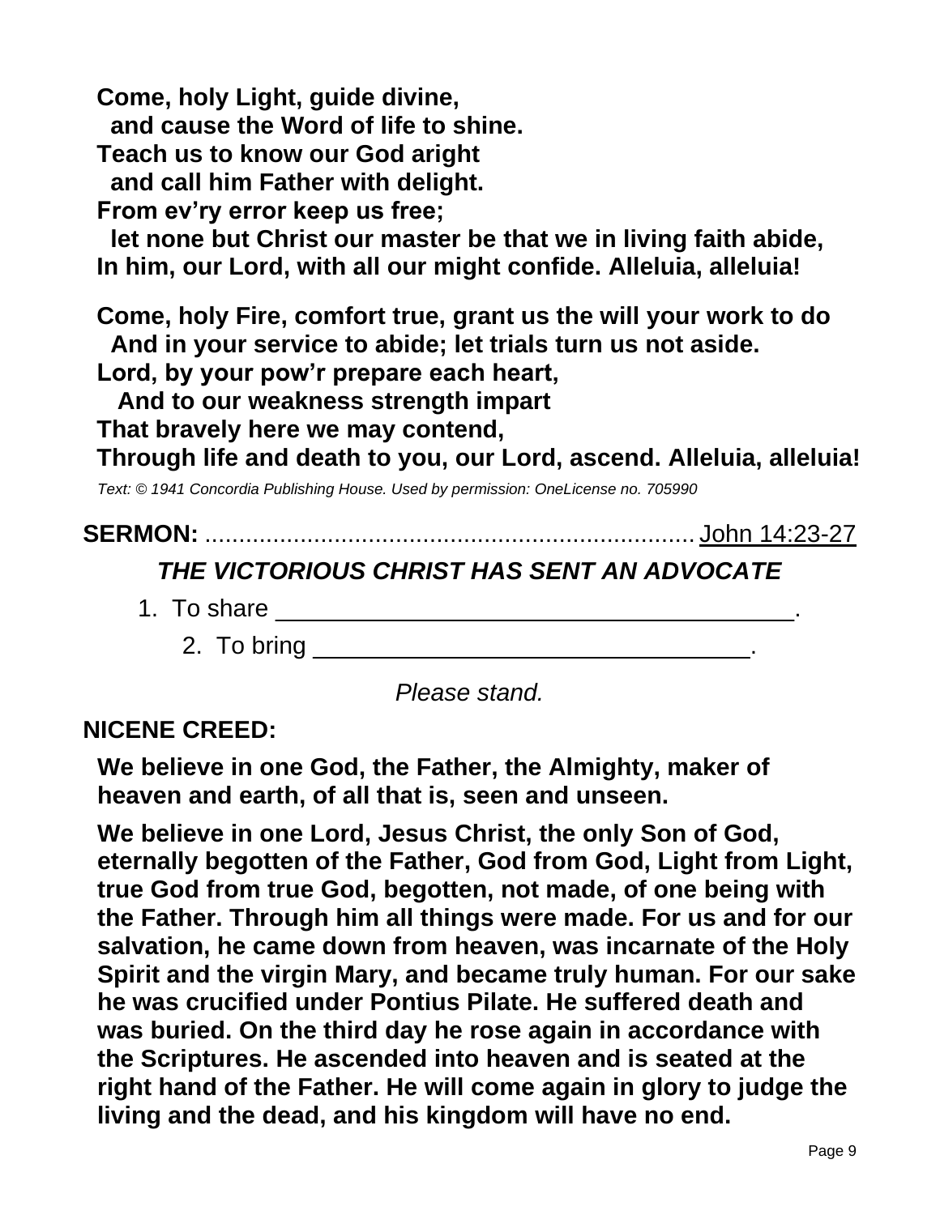**Come, holy Light, guide divine,**
**and cause the Word of life to shine.**
**Teach us to know our God aright**
**and call him Father with delight.**
**From ev'ry error keep us free;**
**let none but Christ our master be that we in living faith abide,**
**In him, our Lord, with all our might confide. Alleluia, alleluia!**

**Come, holy Fire, comfort true, grant us the will your work to do**
**And in your service to abide; let trials turn us not aside.**
**Lord, by your pow'r prepare each heart,**
**And to our weakness strength impart**
**That bravely here we may contend,**
**Through life and death to you, our Lord, ascend. Alleluia, alleluia!**

*Text: © 1941 Concordia Publishing House. Used by permission: OneLicense no. 705990*

**SERMON:** ........................................................................ John 14:23-27

***THE VICTORIOUS CHRIST HAS SENT AN ADVOCATE***

1. To share ______________________________________.
2. To bring ________________________________.

*Please stand.*

**NICENE CREED:**

**We believe in one God, the Father, the Almighty, maker of heaven and earth, of all that is, seen and unseen.**

**We believe in one Lord, Jesus Christ, the only Son of God, eternally begotten of the Father, God from God, Light from Light, true God from true God, begotten, not made, of one being with the Father. Through him all things were made. For us and for our salvation, he came down from heaven, was incarnate of the Holy Spirit and the virgin Mary, and became truly human. For our sake he was crucified under Pontius Pilate. He suffered death and was buried. On the third day he rose again in accordance with the Scriptures. He ascended into heaven and is seated at the right hand of the Father. He will come again in glory to judge the living and the dead, and his kingdom will have no end.**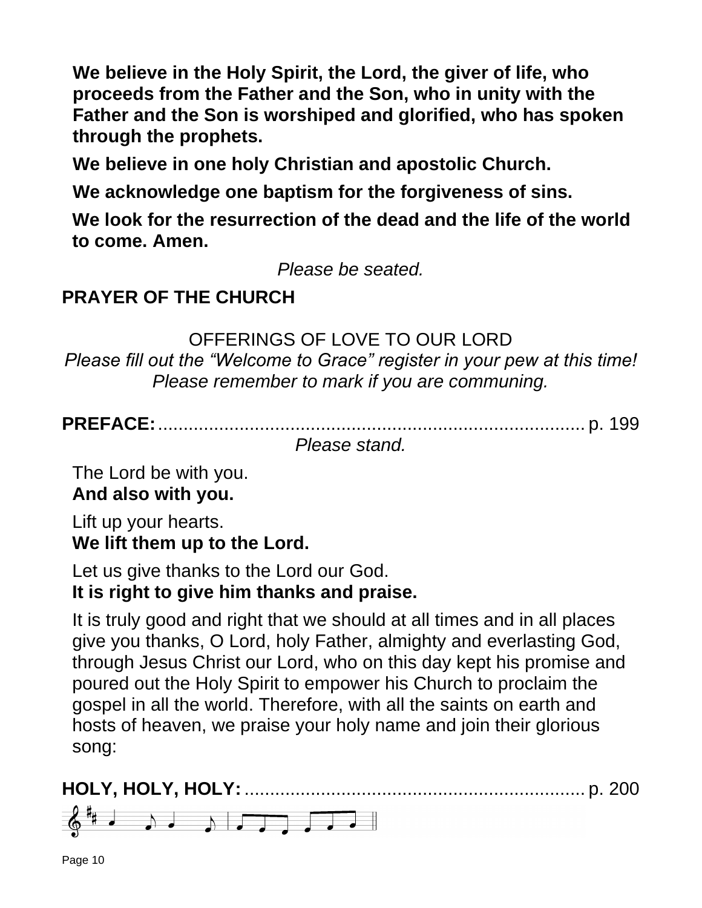**We believe in the Holy Spirit, the Lord, the giver of life, who proceeds from the Father and the Son, who in unity with the Father and the Son is worshiped and glorified, who has spoken through the prophets.**

**We believe in one holy Christian and apostolic Church.**

**We acknowledge one baptism for the forgiveness of sins.**

**We look for the resurrection of the dead and the life of the world to come. Amen.**

*Please be seated.*

**PRAYER OF THE CHURCH**

OFFERINGS OF LOVE TO OUR LORD

*Please fill out the "Welcome to Grace" register in your pew at this time! Please remember to mark if you are communing.*

**PREFACE:** ........................................................................ p. 199

*Please stand.*

The Lord be with you.
**And also with you.**

Lift up your hearts.
**We lift them up to the Lord.**

Let us give thanks to the Lord our God.
**It is right to give him thanks and praise.**

It is truly good and right that we should at all times and in all places give you thanks, O Lord, holy Father, almighty and everlasting God, through Jesus Christ our Lord, who on this day kept his promise and poured out the Holy Spirit to empower his Church to proclaim the gospel in all the world. Therefore, with all the saints on earth and hosts of heaven, we praise your holy name and join their glorious song:

**HOLY, HOLY, HOLY:** ................................................................. p. 200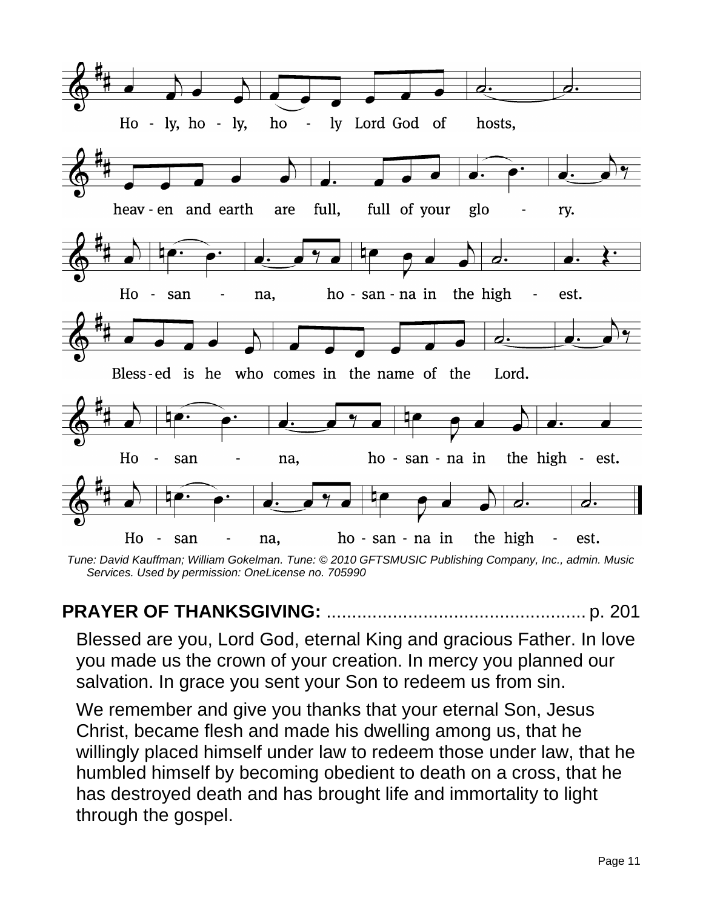Ho - ly, ho - ly, ho - ly Lord God of hosts,

heav - en and earth are full, full of your glo - ry.

Ho - san - na, ho - san - na in the high - est.

Bless - ed is he who comes in the name of the Lord.

Ho - san - na, ho - san - na in the high - est.

Ho - san - na, ho - san - na in the high - est.

*Tune: David Kauffman; William Gokelman. Tune: © 2010 GFTSMUSIC Publishing Company, Inc., admin. Music Services. Used by permission: OneLicense no. 705990*

**PRAYER OF THANKSGIVING:** .................................................. p. 201

Blessed are you, Lord God, eternal King and gracious Father. In love you made us the crown of your creation. In mercy you planned our salvation. In grace you sent your Son to redeem us from sin.

We remember and give you thanks that your eternal Son, Jesus Christ, became flesh and made his dwelling among us, that he willingly placed himself under law to redeem those under law, that he humbled himself by becoming obedient to death on a cross, that he has destroyed death and has brought life and immortality to light through the gospel.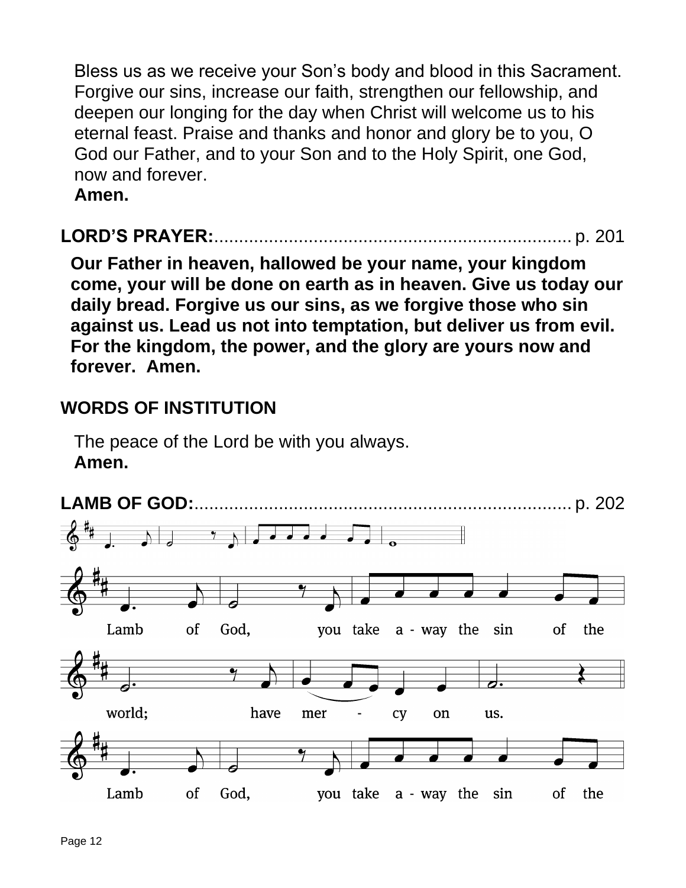Bless us as we receive your Son's body and blood in this Sacrament. Forgive our sins, increase our faith, strengthen our fellowship, and deepen our longing for the day when Christ will welcome us to his eternal feast. Praise and thanks and honor and glory be to you, O God our Father, and to your Son and to the Holy Spirit, one God, now and forever.
**Amen.**

**LORD'S PRAYER:**......................................................................... p. 201

**Our Father in heaven, hallowed be your name, your kingdom come, your will be done on earth as in heaven. Give us today our daily bread. Forgive us our sins, as we forgive those who sin against us. Lead us not into temptation, but deliver us from evil. For the kingdom, the power, and the glory are yours now and forever. Amen.**

**WORDS OF INSTITUTION**

The peace of the Lord be with you always.
**Amen.**

**LAMB OF GOD:**............................................................................ p. 202

Lamb of God, you take a - way the sin of the world; have mer - cy on us.

Lamb of God, you take a - way the sin of the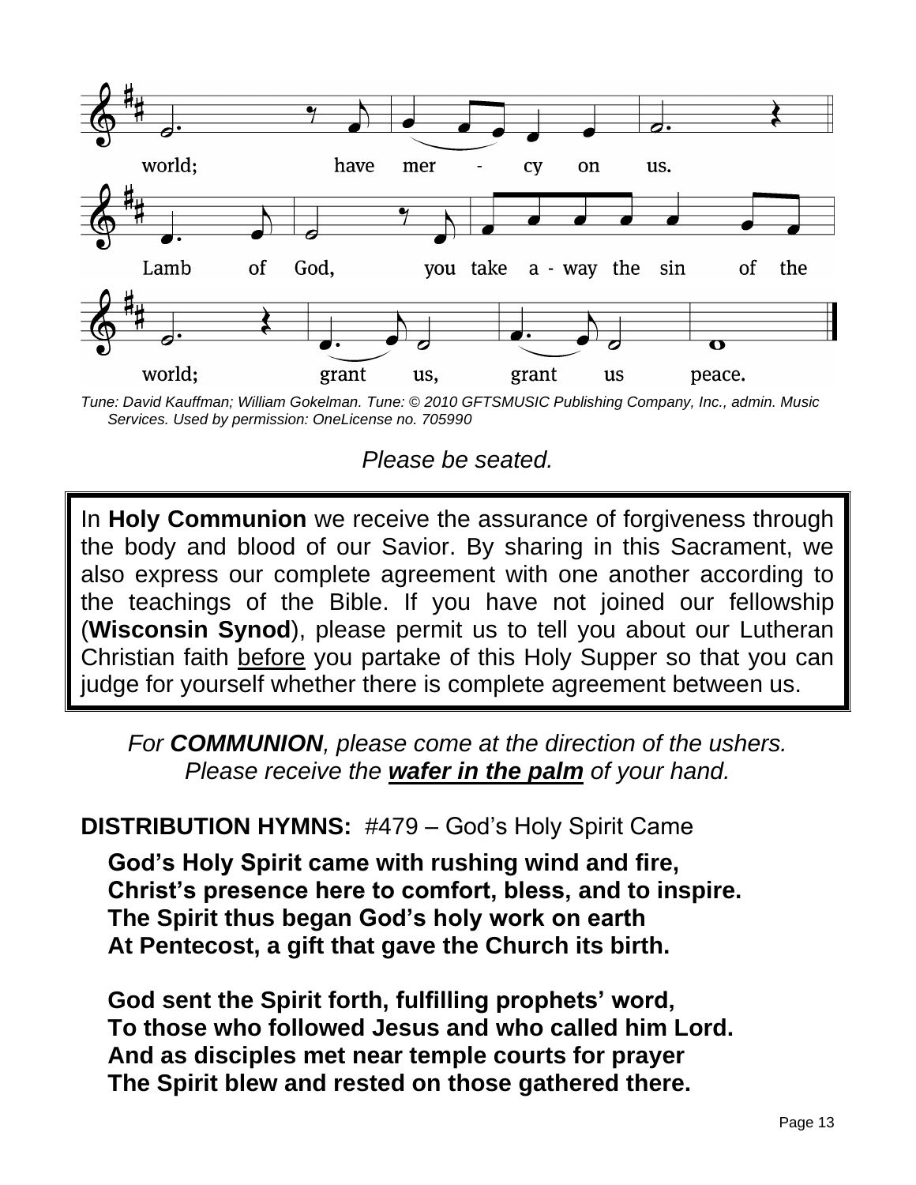world; have mer - cy on us.

Lamb of God, you take a - way the sin of the

world; grant us, grant us peace.

*Tune: David Kauffman; William Gokelman. Tune: © 2010 GFTSMUSIC Publishing Company, Inc., admin. Music Services. Used by permission: OneLicense no. 705990*

*Please be seated.*

> In **Holy Communion** we receive the assurance of forgiveness through the body and blood of our Savior. By sharing in this Sacrament, we also express our complete agreement with one another according to the teachings of the Bible. If you have not joined our fellowship (**Wisconsin Synod**), please permit us to tell you about our Lutheran Christian faith <u>before</u> you partake of this Holy Supper so that you can judge for yourself whether there is complete agreement between us.

*For **COMMUNION**, please come at the direction of the ushers.*
*Please receive the **<u>wafer in the palm</u>** of your hand.*

**DISTRIBUTION HYMNS:** #479 – God's Holy Spirit Came

**God's Holy Spirit came with rushing wind and fire,**
**Christ's presence here to comfort, bless, and to inspire.**
**The Spirit thus began God's holy work on earth**
**At Pentecost, a gift that gave the Church its birth.**

**God sent the Spirit forth, fulfilling prophets' word,**
**To those who followed Jesus and who called him Lord.**
**And as disciples met near temple courts for prayer**
**The Spirit blew and rested on those gathered there.**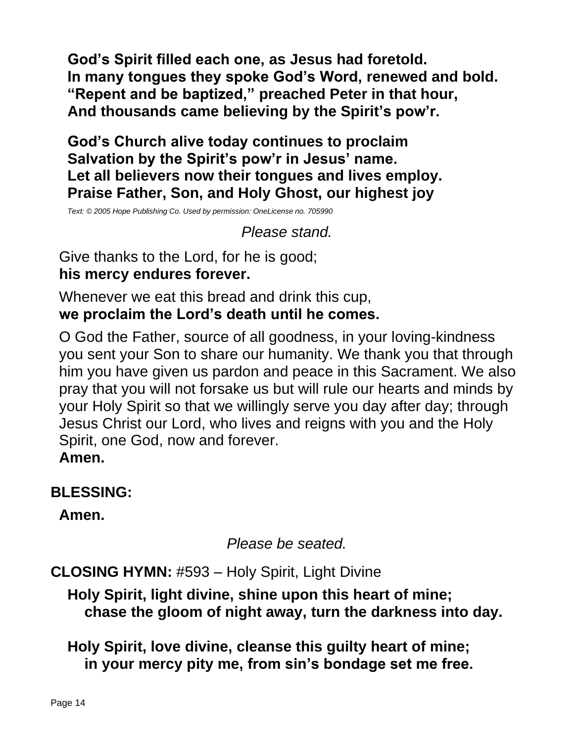**God's Spirit filled each one, as Jesus had foretold.**
**In many tongues they spoke God's Word, renewed and bold.**
**"Repent and be baptized," preached Peter in that hour,**
**And thousands came believing by the Spirit's pow'r.**

**God's Church alive today continues to proclaim**
**Salvation by the Spirit's pow'r in Jesus' name.**
**Let all believers now their tongues and lives employ.**
**Praise Father, Son, and Holy Ghost, our highest joy**

*Text: © 2005 Hope Publishing Co. Used by permission: OneLicense no. 705990*

*Please stand.*

Give thanks to the Lord, for he is good;
**his mercy endures forever.**

Whenever we eat this bread and drink this cup,
**we proclaim the Lord's death until he comes.**

O God the Father, source of all goodness, in your loving-kindness you sent your Son to share our humanity. We thank you that through him you have given us pardon and peace in this Sacrament. We also pray that you will not forsake us but will rule our hearts and minds by your Holy Spirit so that we willingly serve you day after day; through Jesus Christ our Lord, who lives and reigns with you and the Holy Spirit, one God, now and forever.
**Amen.**

**BLESSING:**

**Amen.**

*Please be seated.*

**CLOSING HYMN:** #593 – Holy Spirit, Light Divine

**Holy Spirit, light divine, shine upon this heart of mine;**
**chase the gloom of night away, turn the darkness into day.**

**Holy Spirit, love divine, cleanse this guilty heart of mine;**
**in your mercy pity me, from sin's bondage set me free.**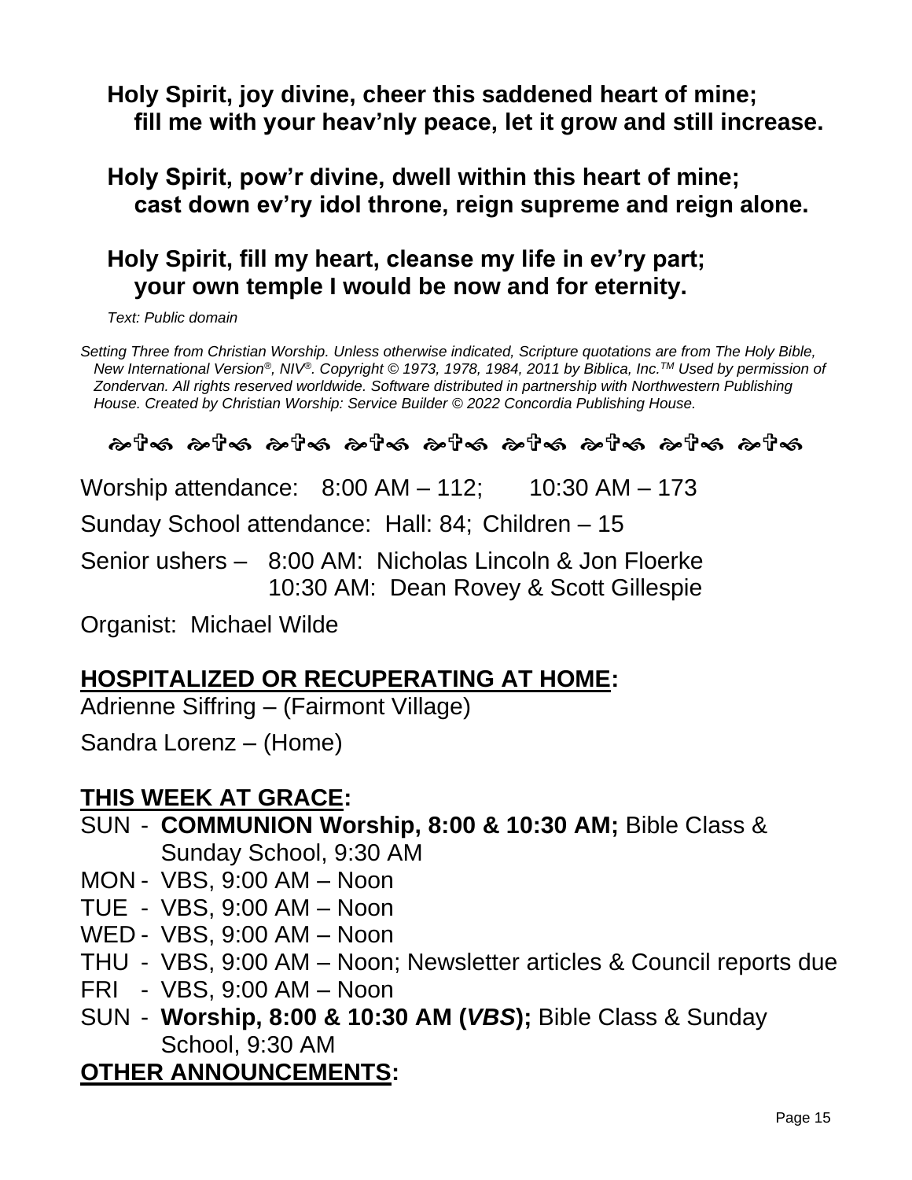**Holy Spirit, joy divine, cheer this saddened heart of mine;**
**fill me with your heav'nly peace, let it grow and still increase.**

**Holy Spirit, pow'r divine, dwell within this heart of mine;**
**cast down ev'ry idol throne, reign supreme and reign alone.**

**Holy Spirit, fill my heart, cleanse my life in ev'ry part;**
**your own temple I would be now and for eternity.**

*Text: Public domain*

*Setting Three from Christian Worship. Unless otherwise indicated, Scripture quotations are from The Holy Bible, New International Version®, NIV®. Copyright © 1973, 1978, 1984, 2011 by Biblica, Inc.™ Used by permission of Zondervan. All rights reserved worldwide. Software distributed in partnership with Northwestern Publishing House. Created by Christian Worship: Service Builder © 2022 Concordia Publishing House.*

Worship attendance: 8:00 AM – 112; 10:30 AM – 173

Sunday School attendance: Hall: 84; Children – 15

Senior ushers – 8:00 AM: Nicholas Lincoln & Jon Floerke
10:30 AM: Dean Rovey & Scott Gillespie

Organist: Michael Wilde

## HOSPITALIZED OR RECUPERATING AT HOME:

Adrienne Siffring – (Fairmont Village)

Sandra Lorenz – (Home)

## THIS WEEK AT GRACE:

- SUN - **COMMUNION Worship, 8:00 & 10:30 AM;** Bible Class & Sunday School, 9:30 AM
- MON - VBS, 9:00 AM – Noon
- TUE - VBS, 9:00 AM – Noon
- WED - VBS, 9:00 AM – Noon
- THU - VBS, 9:00 AM – Noon; Newsletter articles & Council reports due
- FRI - VBS, 9:00 AM – Noon
- SUN - **Worship, 8:00 & 10:30 AM (*VBS*);** Bible Class & Sunday School, 9:30 AM

## OTHER ANNOUNCEMENTS: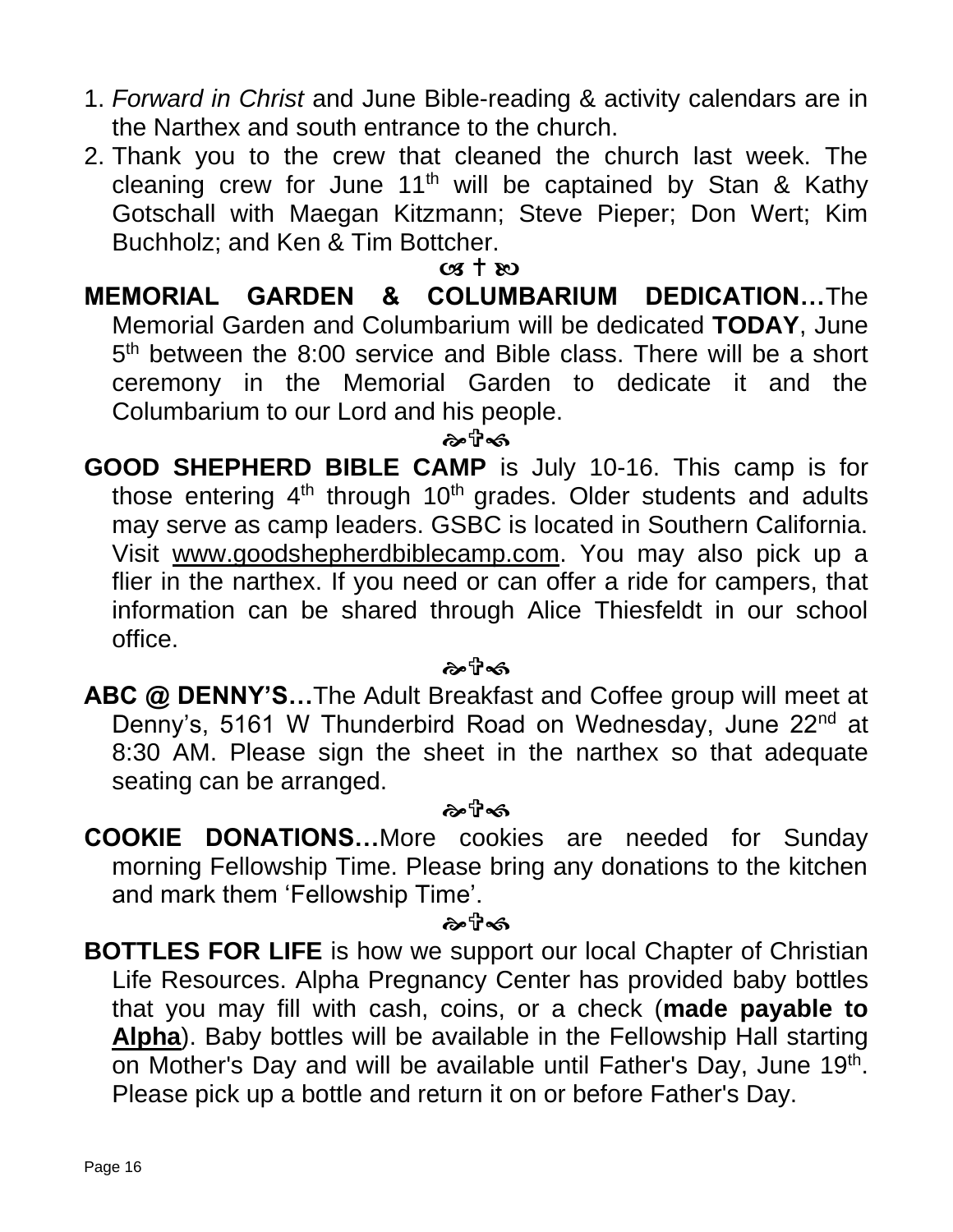1. *Forward in Christ* and June Bible-reading & activity calendars are in the Narthex and south entrance to the church.
2. Thank you to the crew that cleaned the church last week. The cleaning crew for June 11th will be captained by Stan & Kathy Gotschall with Maegan Kitzmann; Steve Pieper; Don Wert; Kim Buchholz; and Ken & Tim Bottcher.

☙ † ❧

**MEMORIAL GARDEN & COLUMBARIUM DEDICATION…**The Memorial Garden and Columbarium will be dedicated **TODAY**, June 5th between the 8:00 service and Bible class. There will be a short ceremony in the Memorial Garden to dedicate it and the Columbarium to our Lord and his people.

☙✞❧

**GOOD SHEPHERD BIBLE CAMP** is July 10-16. This camp is for those entering 4th through 10th grades. Older students and adults may serve as camp leaders. GSBC is located in Southern California. Visit www.goodshepherdbiblecamp.com. You may also pick up a flier in the narthex. If you need or can offer a ride for campers, that information can be shared through Alice Thiesfeldt in our school office.

☙✞❧

**ABC @ DENNY'S…**The Adult Breakfast and Coffee group will meet at Denny's, 5161 W Thunderbird Road on Wednesday, June 22nd at 8:30 AM. Please sign the sheet in the narthex so that adequate seating can be arranged.

☙✞❧

**COOKIE DONATIONS…**More cookies are needed for Sunday morning Fellowship Time. Please bring any donations to the kitchen and mark them 'Fellowship Time'.

☙✞❧

**BOTTLES FOR LIFE** is how we support our local Chapter of Christian Life Resources. Alpha Pregnancy Center has provided baby bottles that you may fill with cash, coins, or a check (**made payable to Alpha**). Baby bottles will be available in the Fellowship Hall starting on Mother's Day and will be available until Father's Day, June 19th. Please pick up a bottle and return it on or before Father's Day.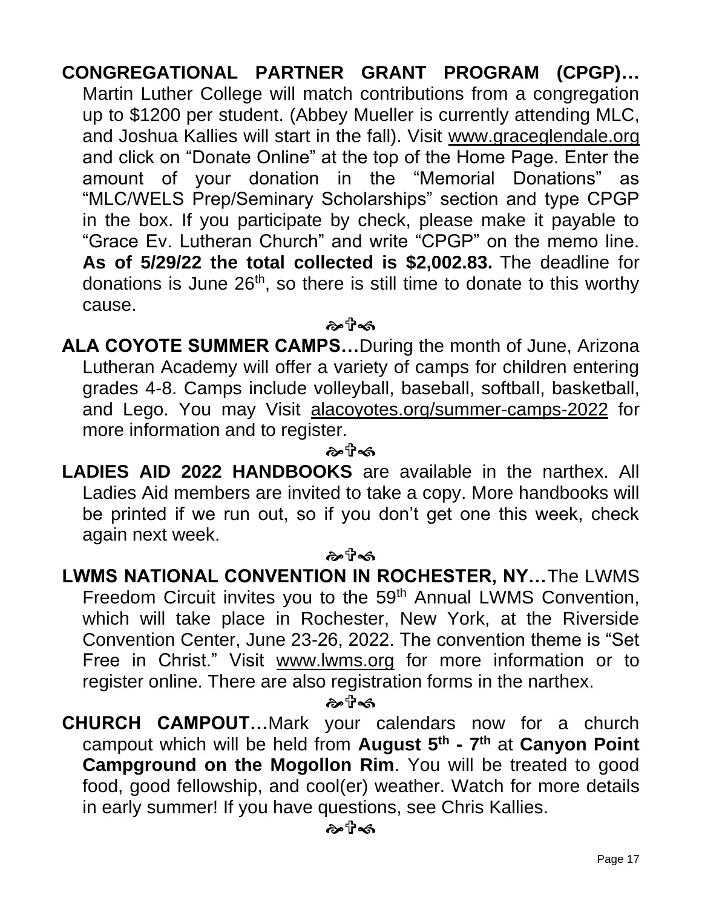**CONGREGATIONAL PARTNER GRANT PROGRAM (CPGP)…** Martin Luther College will match contributions from a congregation up to $1200 per student. (Abbey Mueller is currently attending MLC, and Joshua Kallies will start in the fall). Visit www.graceglendale.org and click on "Donate Online" at the top of the Home Page. Enter the amount of your donation in the "Memorial Donations" as "MLC/WELS Prep/Seminary Scholarships" section and type CPGP in the box. If you participate by check, please make it payable to "Grace Ev. Lutheran Church" and write "CPGP" on the memo line. **As of 5/29/22 the total collected is $2,002.83.** The deadline for donations is June 26th, so there is still time to donate to this worthy cause.

⁂

**ALA COYOTE SUMMER CAMPS…**During the month of June, Arizona Lutheran Academy will offer a variety of camps for children entering grades 4-8. Camps include volleyball, baseball, softball, basketball, and Lego. You may Visit alacoyotes.org/summer-camps-2022 for more information and to register.

⁂

**LADIES AID 2022 HANDBOOKS** are available in the narthex. All Ladies Aid members are invited to take a copy. More handbooks will be printed if we run out, so if you don't get one this week, check again next week.

⁂

**LWMS NATIONAL CONVENTION IN ROCHESTER, NY…**The LWMS Freedom Circuit invites you to the 59th Annual LWMS Convention, which will take place in Rochester, New York, at the Riverside Convention Center, June 23-26, 2022. The convention theme is "Set Free in Christ." Visit www.lwms.org for more information or to register online. There are also registration forms in the narthex.

⁂

**CHURCH CAMPOUT…**Mark your calendars now for a church campout which will be held from **August 5th - 7th** at **Canyon Point Campground on the Mogollon Rim**. You will be treated to good food, good fellowship, and cool(er) weather. Watch for more details in early summer! If you have questions, see Chris Kallies.

⁂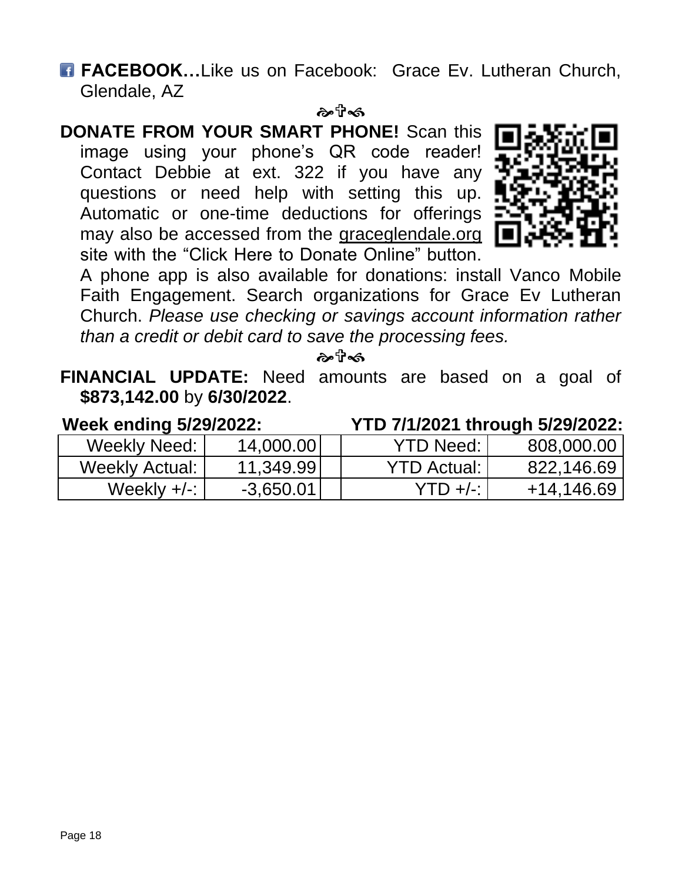**FACEBOOK…**Like us on Facebook: Grace Ev. Lutheran Church, Glendale, AZ

☙✞❧

**DONATE FROM YOUR SMART PHONE!** Scan this image using your phone's QR code reader! Contact Debbie at ext. 322 if you have any questions or need help with setting this up. Automatic or one-time deductions for offerings may also be accessed from the graceglendale.org site with the "Click Here to Donate Online" button. A phone app is also available for donations: install Vanco Mobile Faith Engagement. Search organizations for Grace Ev Lutheran Church. *Please use checking or savings account information rather than a credit or debit card to save the processing fees.*

☙✞❧

**FINANCIAL UPDATE:** Need amounts are based on a goal of **$873,142.00** by **6/30/2022**.

| **Week ending 5/29/2022:** | | | **YTD 7/1/2021 through 5/29/2022:** | |
|---|---|---|---|---|
| Weekly Need: | 14,000.00 | | YTD Need: | 808,000.00 |
| Weekly Actual: | 11,349.99 | | YTD Actual: | 822,146.69 |
| Weekly +/-: | -3,650.01 | | YTD +/-: | +14,146.69 |